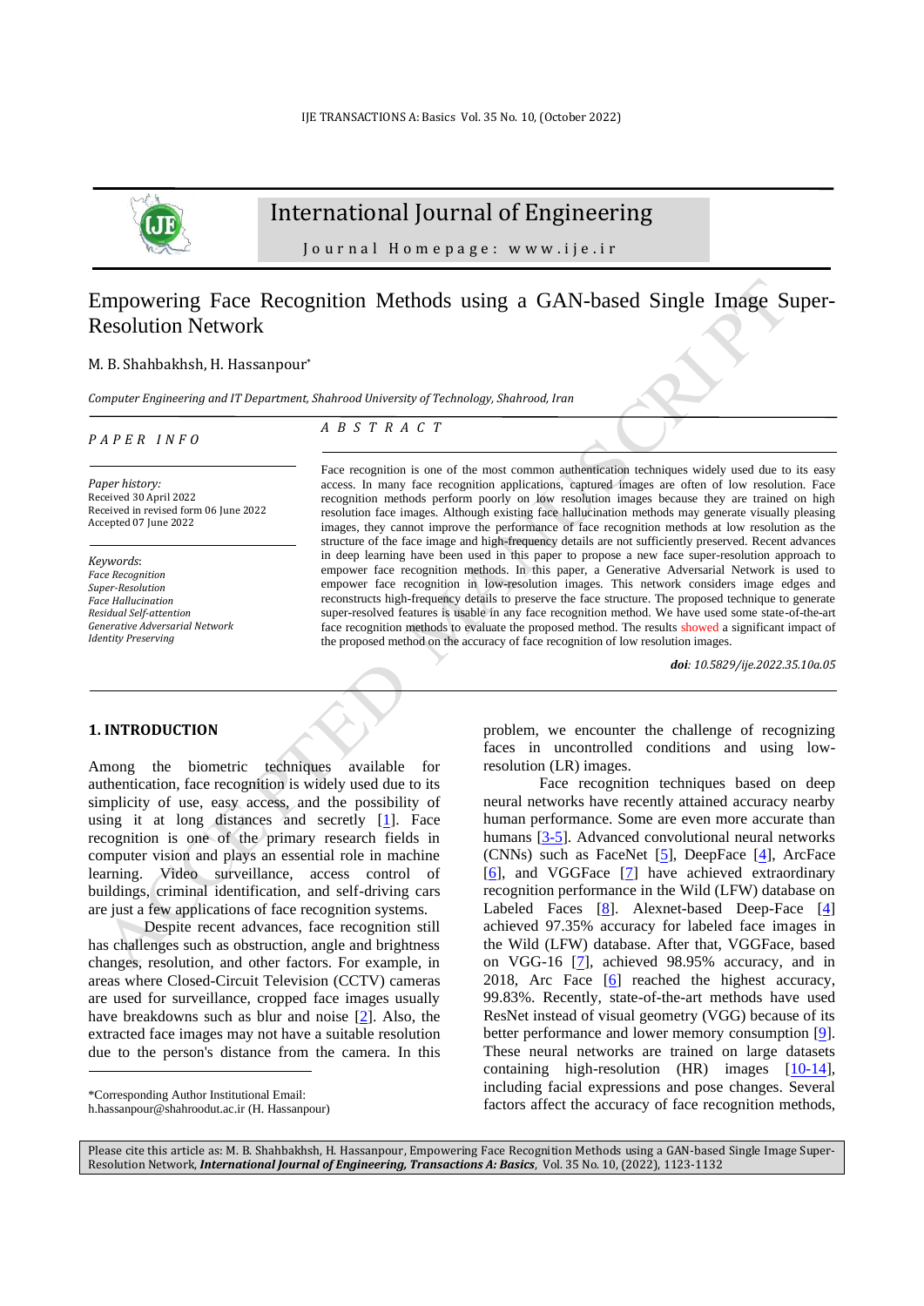# Empowering Face Recognition Methods using a GAN-based Single Image Super-Resolution Network

M. B. Shahbakhsh, H. Hassanpour*

*Computer Engineering and IT Department, Shahrood University of Technology, Shahrood, Iran*

**PAPER INFO**

*Paper history:*
Received 30 April 2022
Received in revised form 06 June 2022
Accepted 07 June 2022

*Keywords*:
*Face Recognition*
*Super-Resolution*
*Face Hallucination*
*Residual Self-attention*
*Generative Adversarial Network*
*Identity Preserving*

**ABSTRACT**

Face recognition is one of the most common authentication techniques widely used due to its easy access. In many face recognition applications, captured images are often of low resolution. Face recognition methods perform poorly on low resolution images because they are trained on high resolution face images. Although existing face hallucination methods may generate visually pleasing images, they cannot improve the performance of face recognition methods at low resolution as the structure of the face image and high-frequency details are not sufficiently preserved. Recent advances in deep learning have been used in this paper to propose a new face super-resolution approach to empower face recognition methods. In this paper, a Generative Adversarial Network is used to empower face recognition in low-resolution images. This network considers image edges and reconstructs high-frequency details to preserve the face structure. The proposed technique to generate super-resolved features is usable in any face recognition method. We have used some state-of-the-art face recognition methods to evaluate the proposed method. The results showed a significant impact of the proposed method on the accuracy of face recognition of low resolution images.

***doi**: 10.5829/ije.2022.35.10a.05*

## 1. INTRODUCTION

Among the biometric techniques available for authentication, face recognition is widely used due to its simplicity of use, easy access, and the possibility of using it at long distances and secretly [1]. Face recognition is one of the primary research fields in computer vision and plays an essential role in machine learning. Video surveillance, access control of buildings, criminal identification, and self-driving cars are just a few applications of face recognition systems.

Despite recent advances, face recognition still has challenges such as obstruction, angle and brightness changes, resolution, and other factors. For example, in areas where Closed-Circuit Television (CCTV) cameras are used for surveillance, cropped face images usually have breakdowns such as blur and noise [2]. Also, the extracted face images may not have a suitable resolution due to the person's distance from the camera. In this problem, we encounter the challenge of recognizing faces in uncontrolled conditions and using low-resolution (LR) images.

Face recognition techniques based on deep neural networks have recently attained accuracy nearby human performance. Some are even more accurate than humans [3-5]. Advanced convolutional neural networks (CNNs) such as FaceNet [5], DeepFace [4], ArcFace [6], and VGGFace [7] have achieved extraordinary recognition performance in the Wild (LFW) database on Labeled Faces [8]. Alexnet-based Deep-Face [4] achieved 97.35% accuracy for labeled face images in the Wild (LFW) database. After that, VGGFace, based on VGG-16 [7], achieved 98.95% accuracy, and in 2018, Arc Face [6] reached the highest accuracy, 99.83%. Recently, state-of-the-art methods have used ResNet instead of visual geometry (VGG) because of its better performance and lower memory consumption [9]. These neural networks are trained on large datasets containing high-resolution (HR) images [10-14], including facial expressions and pose changes. Several factors affect the accuracy of face recognition methods,

*Corresponding Author Institutional Email: h.hassanpour@shahroodut.ac.ir (H. Hassanpour)

Please cite this article as: M. B. Shahbakhsh, H. Hassanpour, Empowering Face Recognition Methods using a GAN-based Single Image Super-Resolution Network, *International Journal of Engineering, Transactions A: Basics*, Vol. 35 No. 10, (2022), 1123-1132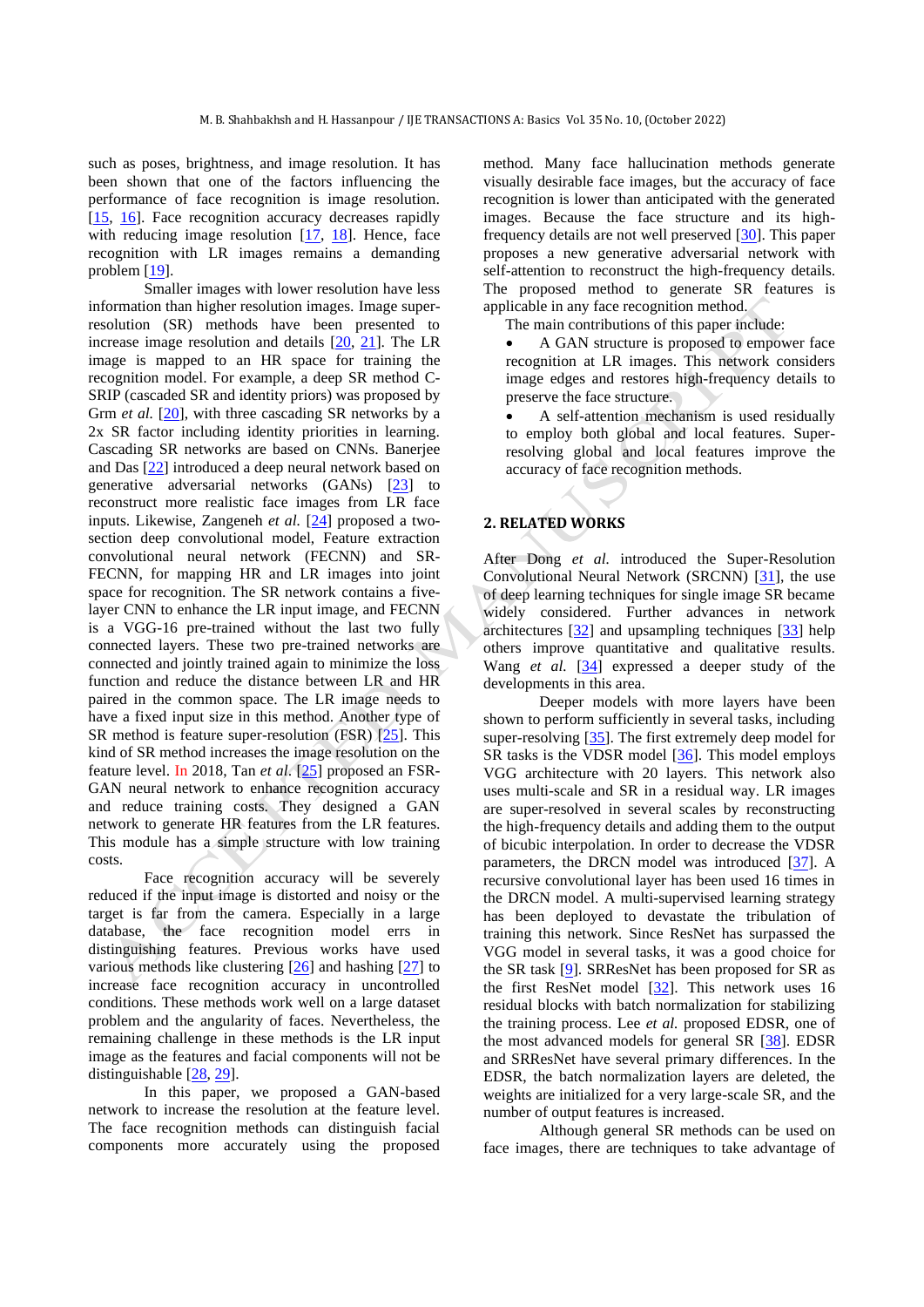such as poses, brightness, and image resolution. It has been shown that one of the factors influencing the performance of face recognition is image resolution. [15, 16]. Face recognition accuracy decreases rapidly with reducing image resolution [17, 18]. Hence, face recognition with LR images remains a demanding problem [19].

Smaller images with lower resolution have less information than higher resolution images. Image super-resolution (SR) methods have been presented to increase image resolution and details [20, 21]. The LR image is mapped to an HR space for training the recognition model. For example, a deep SR method C-SRIP (cascaded SR and identity priors) was proposed by Grm *et al.* [20], with three cascading SR networks by a 2x SR factor including identity priorities in learning. Cascading SR networks are based on CNNs. Banerjee and Das [22] introduced a deep neural network based on generative adversarial networks (GANs) [23] to reconstruct more realistic face images from LR face inputs. Likewise, Zangeneh *et al.* [24] proposed a two-section deep convolutional model, Feature extraction convolutional neural network (FECNN) and SR-FECNN, for mapping HR and LR images into joint space for recognition. The SR network contains a five-layer CNN to enhance the LR input image, and FECNN is a VGG-16 pre-trained without the last two fully connected layers. These two pre-trained networks are connected and jointly trained again to minimize the loss function and reduce the distance between LR and HR paired in the common space. The LR image needs to have a fixed input size in this method. Another type of SR method is feature super-resolution (FSR) [25]. This kind of SR method increases the image resolution on the feature level. In 2018, Tan *et al.* [25] proposed an FSR-GAN neural network to enhance recognition accuracy and reduce training costs. They designed a GAN network to generate HR features from the LR features. This module has a simple structure with low training costs.

Face recognition accuracy will be severely reduced if the input image is distorted and noisy or the target is far from the camera. Especially in a large database, the face recognition model errs in distinguishing features. Previous works have used various methods like clustering [26] and hashing [27] to increase face recognition accuracy in uncontrolled conditions. These methods work well on a large dataset problem and the angularity of faces. Nevertheless, the remaining challenge in these methods is the LR input image as the features and facial components will not be distinguishable [28, 29].

In this paper, we proposed a GAN-based network to increase the resolution at the feature level. The face recognition methods can distinguish facial components more accurately using the proposed method. Many face hallucination methods generate visually desirable face images, but the accuracy of face recognition is lower than anticipated with the generated images. Because the face structure and its high-frequency details are not well preserved [30]. This paper proposes a new generative adversarial network with self-attention to reconstruct the high-frequency details. The proposed method to generate SR features is applicable in any face recognition method.

The main contributions of this paper include:

- A GAN structure is proposed to empower face recognition at LR images. This network considers image edges and restores high-frequency details to preserve the face structure.
- A self-attention mechanism is used residually to employ both global and local features. Super-resolving global and local features improve the accuracy of face recognition methods.

## 2. RELATED WORKS

After Dong *et al.* introduced the Super-Resolution Convolutional Neural Network (SRCNN) [31], the use of deep learning techniques for single image SR became widely considered. Further advances in network architectures [32] and upsampling techniques [33] help others improve quantitative and qualitative results. Wang *et al.* [34] expressed a deeper study of the developments in this area.

Deeper models with more layers have been shown to perform sufficiently in several tasks, including super-resolving [35]. The first extremely deep model for SR tasks is the VDSR model [36]. This model employs VGG architecture with 20 layers. This network also uses multi-scale and SR in a residual way. LR images are super-resolved in several scales by reconstructing the high-frequency details and adding them to the output of bicubic interpolation. In order to decrease the VDSR parameters, the DRCN model was introduced [37]. A recursive convolutional layer has been used 16 times in the DRCN model. A multi-supervised learning strategy has been deployed to devastate the tribulation of training this network. Since ResNet has surpassed the VGG model in several tasks, it was a good choice for the SR task [9]. SRResNet has been proposed for SR as the first ResNet model [32]. This network uses 16 residual blocks with batch normalization for stabilizing the training process. Lee *et al.* proposed EDSR, one of the most advanced models for general SR [38]. EDSR and SRResNet have several primary differences. In the EDSR, the batch normalization layers are deleted, the weights are initialized for a very large-scale SR, and the number of output features is increased.

Although general SR methods can be used on face images, there are techniques to take advantage of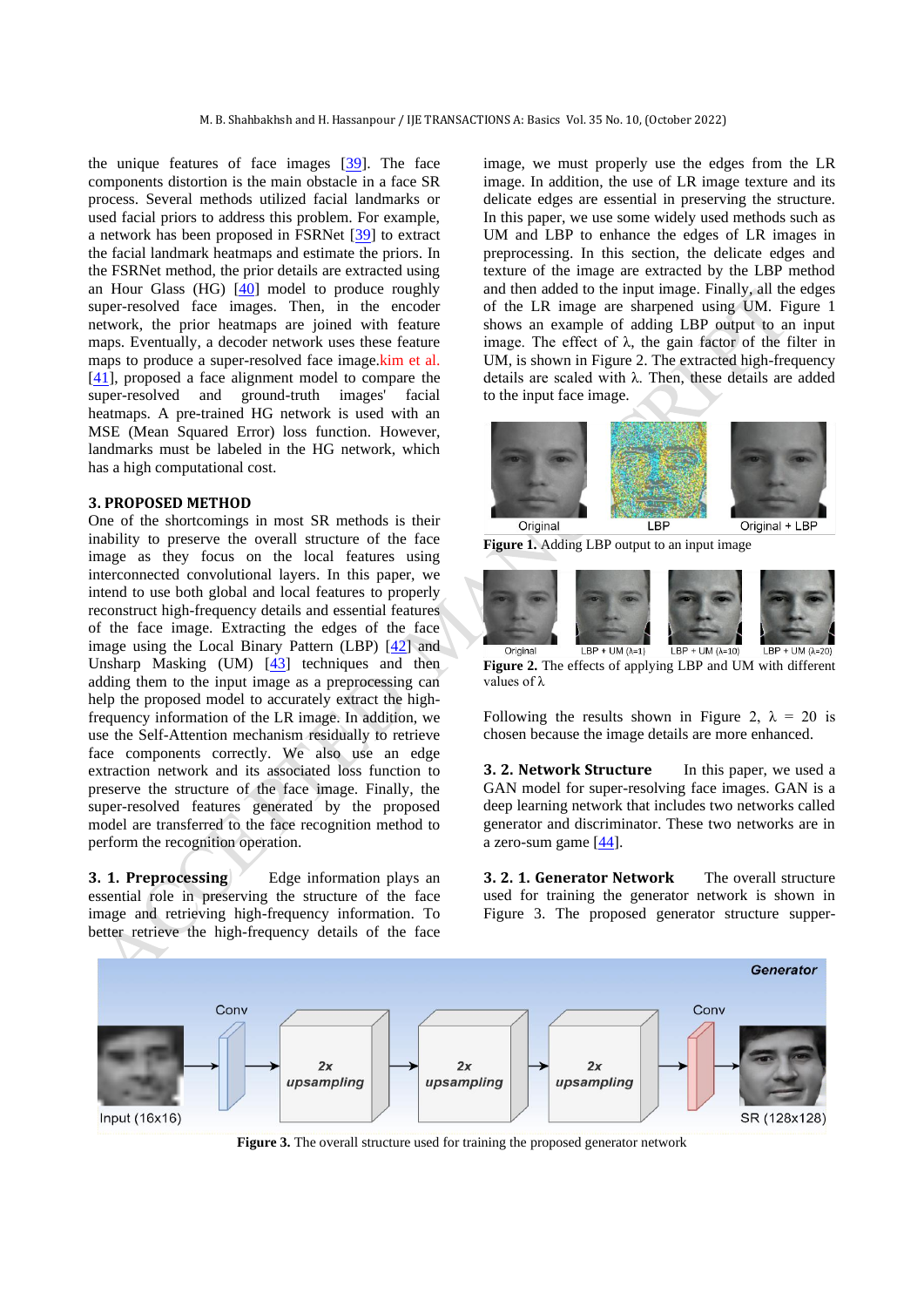the unique features of face images [39]. The face components distortion is the main obstacle in a face SR process. Several methods utilized facial landmarks or used facial priors to address this problem. For example, a network has been proposed in FSRNet [39] to extract the facial landmark heatmaps and estimate the priors. In the FSRNet method, the prior details are extracted using an Hour Glass (HG) [40] model to produce roughly super-resolved face images. Then, in the encoder network, the prior heatmaps are joined with feature maps. Eventually, a decoder network uses these feature maps to produce a super-resolved face image. kim et al. [41], proposed a face alignment model to compare the super-resolved and ground-truth images' facial heatmaps. A pre-trained HG network is used with an MSE (Mean Squared Error) loss function. However, landmarks must be labeled in the HG network, which has a high computational cost.

## 3. PROPOSED METHOD

One of the shortcomings in most SR methods is their inability to preserve the overall structure of the face image as they focus on the local features using interconnected convolutional layers. In this paper, we intend to use both global and local features to properly reconstruct high-frequency details and essential features of the face image. Extracting the edges of the face image using the Local Binary Pattern (LBP) [42] and Unsharp Masking (UM) [43] techniques and then adding them to the input image as a preprocessing can help the proposed model to accurately extract the high-frequency information of the LR image. In addition, we use the Self-Attention mechanism residually to retrieve face components correctly. We also use an edge extraction network and its associated loss function to preserve the structure of the face image. Finally, the super-resolved features generated by the proposed model are transferred to the face recognition method to perform the recognition operation.

### 3. 1. Preprocessing

Edge information plays an essential role in preserving the structure of the face image and retrieving high-frequency information. To better retrieve the high-frequency details of the face image, we must properly use the edges from the LR image. In addition, the use of LR image texture and its delicate edges are essential in preserving the structure. In this paper, we use some widely used methods such as UM and LBP to enhance the edges of LR images in preprocessing. In this section, the delicate edges and texture of the image are extracted by the LBP method and then added to the input image. Finally, all the edges of the LR image are sharpened using UM. Figure 1 shows an example of adding LBP output to an input image. The effect of λ, the gain factor of the filter in UM, is shown in Figure 2. The extracted high-frequency details are scaled with λ. Then, these details are added to the input face image.

Original LBP Original + LBP

**Figure 1.** Adding LBP output to an input image

Original LBP + UM (λ=1) LBP + UM (λ=10) LBP + UM (λ=20)

**Figure 2.** The effects of applying LBP and UM with different values of λ

Following the results shown in Figure 2, λ = 20 is chosen because the image details are more enhanced.

### 3. 2. Network Structure

In this paper, we used a GAN model for super-resolving face images. GAN is a deep learning network that includes two networks called generator and discriminator. These two networks are in a zero-sum game [44].

#### 3. 2. 1. Generator Network

The overall structure used for training the generator network is shown in Figure 3. The proposed generator structure supper-

Generator

Input (16x16) Conv 2x upsampling 2x upsampling 2x upsampling Conv SR (128x128)

**Figure 3.** The overall structure used for training the proposed generator network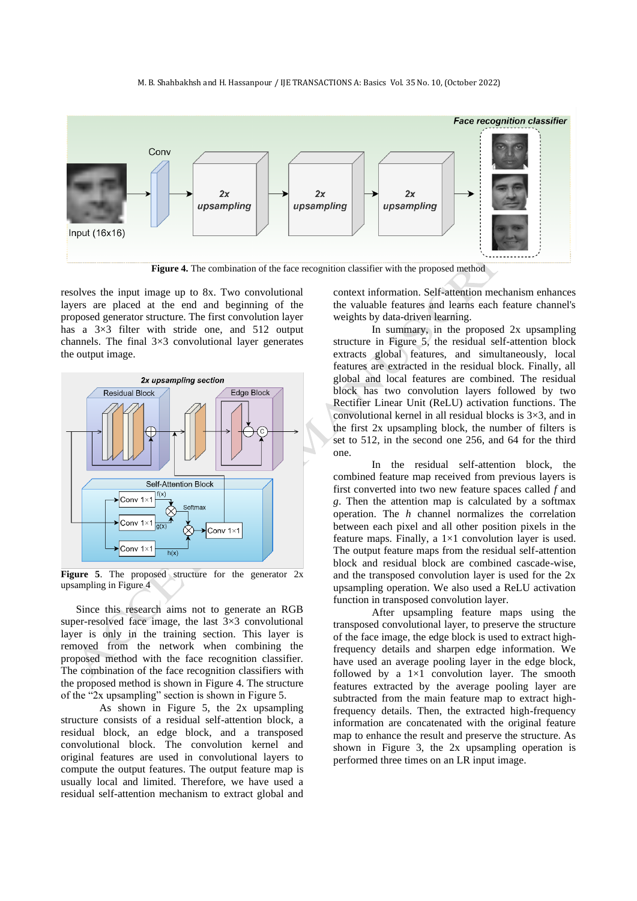**Figure 4.** The combination of the face recognition classifier with the proposed method

resolves the input image up to 8x. Two convolutional layers are placed at the end and beginning of the proposed generator structure. The first convolution layer has a 3×3 filter with stride one, and 512 output channels. The final 3×3 convolutional layer generates the output image.

**Figure 5**. The proposed structure for the generator 2x upsampling in Figure 4

Since this research aims not to generate an RGB super-resolved face image, the last 3×3 convolutional layer is only in the training section. This layer is removed from the network when combining the proposed method with the face recognition classifier. The combination of the face recognition classifiers with the proposed method is shown in Figure 4. The structure of the "2x upsampling" section is shown in Figure 5.

As shown in Figure 5, the 2x upsampling structure consists of a residual self-attention block, a residual block, an edge block, and a transposed convolutional block. The convolution kernel and original features are used in convolutional layers to compute the output features. The output feature map is usually local and limited. Therefore, we have used a residual self-attention mechanism to extract global and context information. Self-attention mechanism enhances the valuable features and learns each feature channel's weights by data-driven learning.

In summary, in the proposed 2x upsampling structure in Figure 5, the residual self-attention block extracts global features, and simultaneously, local features are extracted in the residual block. Finally, all global and local features are combined. The residual block has two convolution layers followed by two Rectifier Linear Unit (ReLU) activation functions. The convolutional kernel in all residual blocks is 3×3, and in the first 2x upsampling block, the number of filters is set to 512, in the second one 256, and 64 for the third one.

In the residual self-attention block, the combined feature map received from previous layers is first converted into two new feature spaces called $f$ and $g$. Then the attention map is calculated by a softmax operation. The $h$ channel normalizes the correlation between each pixel and all other position pixels in the feature maps. Finally, a 1×1 convolution layer is used. The output feature maps from the residual self-attention block and residual block are combined cascade-wise, and the transposed convolution layer is used for the 2x upsampling operation. We also used a ReLU activation function in transposed convolution layer.

After upsampling feature maps using the transposed convolutional layer, to preserve the structure of the face image, the edge block is used to extract high-frequency details and sharpen edge information. We have used an average pooling layer in the edge block, followed by a 1×1 convolution layer. The smooth features extracted by the average pooling layer are subtracted from the main feature map to extract high-frequency details. Then, the extracted high-frequency information are concatenated with the original feature map to enhance the result and preserve the structure. As shown in Figure 3, the 2x upsampling operation is performed three times on an LR input image.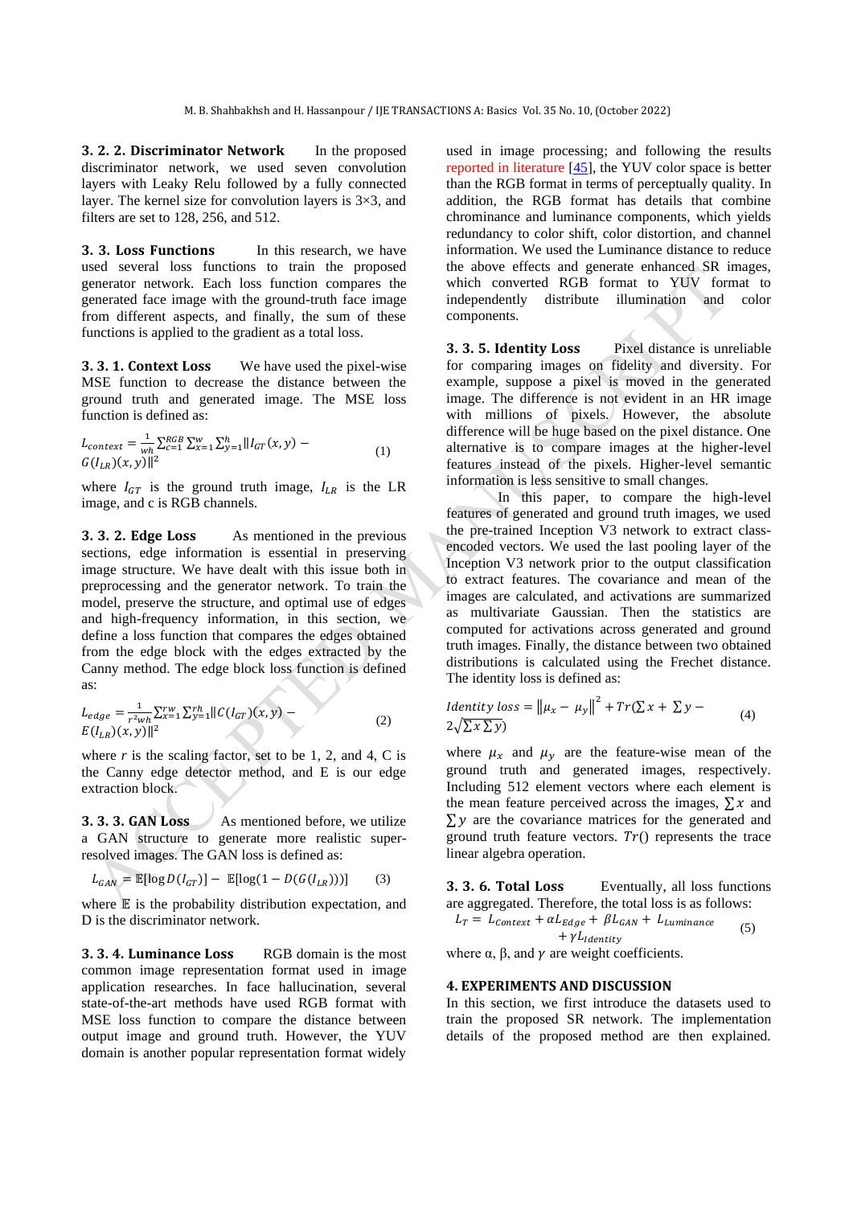**3. 2. 2. Discriminator Network** In the proposed discriminator network, we used seven convolution layers with Leaky Relu followed by a fully connected layer. The kernel size for convolution layers is 3×3, and filters are set to 128, 256, and 512.

**3. 3. Loss Functions** In this research, we have used several loss functions to train the proposed generator network. Each loss function compares the generated face image with the ground-truth face image from different aspects, and finally, the sum of these functions is applied to the gradient as a total loss.

**3. 3. 1. Context Loss** We have used the pixel-wise MSE function to decrease the distance between the ground truth and generated image. The MSE loss function is defined as:

$$L_{context} = \frac{1}{wh}\sum_{c=1}^{RGB}\sum_{x=1}^{w}\sum_{y=1}^{h}\|I_{GT}(x,y) - G(I_{LR})(x,y)\|^2 \quad (1)$$

where $I_{GT}$ is the ground truth image, $I_{LR}$ is the LR image, and c is RGB channels.

**3. 3. 2. Edge Loss** As mentioned in the previous sections, edge information is essential in preserving image structure. We have dealt with this issue both in preprocessing and the generator network. To train the model, preserve the structure, and optimal use of edges and high-frequency information, in this section, we define a loss function that compares the edges obtained from the edge block with the edges extracted by the Canny method. The edge block loss function is defined as:

$$L_{edge} = \frac{1}{r^2wh}\sum_{x=1}^{rw}\sum_{y=1}^{rh}\|C(I_{GT})(x,y) - E(I_{LR})(x,y)\|^2 \quad (2)$$

where $r$ is the scaling factor, set to be 1, 2, and 4, C is the Canny edge detector method, and E is our edge extraction block.

**3. 3. 3. GAN Loss** As mentioned before, we utilize a GAN structure to generate more realistic super-resolved images. The GAN loss is defined as:

$$L_{GAN} = \mathbb{E}[\log D(I_{GT})] - \mathbb{E}[\log(1 - D(G(I_{LR})))] \quad (3)$$

where $\mathbb{E}$ is the probability distribution expectation, and D is the discriminator network.

**3. 3. 4. Luminance Loss** RGB domain is the most common image representation format used in image application researches. In face hallucination, several state-of-the-art methods have used RGB format with MSE loss function to compare the distance between output image and ground truth. However, the YUV domain is another popular representation format widely used in image processing; and following the results reported in literature [45], the YUV color space is better than the RGB format in terms of perceptually quality. In addition, the RGB format has details that combine chrominance and luminance components, which yields redundancy to color shift, color distortion, and channel information. We used the Luminance distance to reduce the above effects and generate enhanced SR images, which converted RGB format to YUV format to independently distribute illumination and color components.

**3. 3. 5. Identity Loss** Pixel distance is unreliable for comparing images on fidelity and diversity. For example, suppose a pixel is moved in the generated image. The difference is not evident in an HR image with millions of pixels. However, the absolute difference will be huge based on the pixel distance. One alternative is to compare images at the higher-level features instead of the pixels. Higher-level semantic information is less sensitive to small changes.

In this paper, to compare the high-level features of generated and ground truth images, we used the pre-trained Inception V3 network to extract class-encoded vectors. We used the last pooling layer of the Inception V3 network prior to the output classification to extract features. The covariance and mean of the images are calculated, and activations are summarized as multivariate Gaussian. Then the statistics are computed for activations across generated and ground truth images. Finally, the distance between two obtained distributions is calculated using the Frechet distance. The identity loss is defined as:

$$Identity\ loss = \|\mu_x - \mu_y\|^2 + Tr(\textstyle\sum x + \sum y - 2\sqrt{\sum x \sum y}) \quad (4)$$

where $\mu_x$ and $\mu_y$ are the feature-wise mean of the ground truth and generated images, respectively. Including 512 element vectors where each element is the mean feature perceived across the images, $\sum x$ and $\sum y$ are the covariance matrices for the generated and ground truth feature vectors. $Tr()$ represents the trace linear algebra operation.

**3. 3. 6. Total Loss** Eventually, all loss functions are aggregated. Therefore, the total loss is as follows:

$$L_T = L_{Context} + \alpha L_{Edge} + \beta L_{GAN} + L_{Luminance} + \gamma L_{Identity} \quad (5)$$

where α, β, and $\gamma$ are weight coefficients.

## 4. EXPERIMENTS AND DISCUSSION

In this section, we first introduce the datasets used to train the proposed SR network. The implementation details of the proposed method are then explained.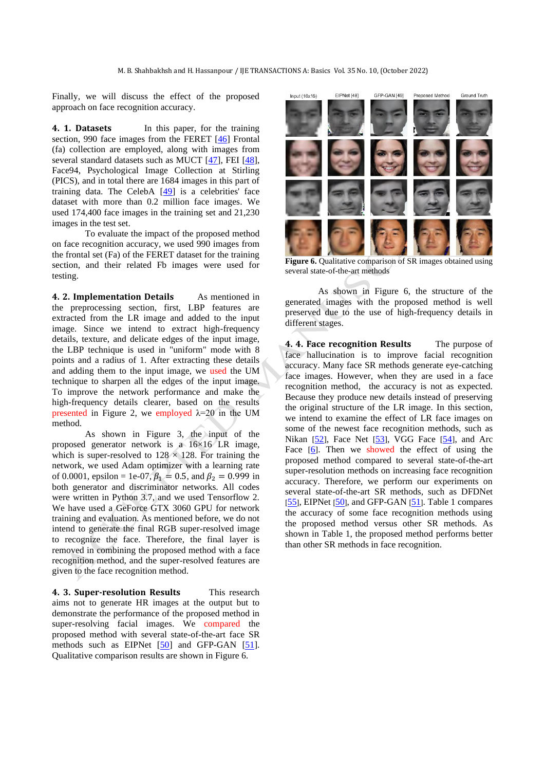Finally, we will discuss the effect of the proposed approach on face recognition accuracy.

**4. 1. Datasets** In this paper, for the training section, 990 face images from the FERET [46] Frontal (fa) collection are employed, along with images from several standard datasets such as MUCT [47], FEI [48], Face94, Psychological Image Collection at Stirling (PICS), and in total there are 1684 images in this part of training data. The CelebA [49] is a celebrities' face dataset with more than 0.2 million face images. We used 174,400 face images in the training set and 21,230 images in the test set.

To evaluate the impact of the proposed method on face recognition accuracy, we used 990 images from the frontal set (Fa) of the FERET dataset for the training section, and their related Fb images were used for testing.

**4. 2. Implementation Details** As mentioned in the preprocessing section, first, LBP features are extracted from the LR image and added to the input image. Since we intend to extract high-frequency details, texture, and delicate edges of the input image, the LBP technique is used in "uniform" mode with 8 points and a radius of 1. After extracting these details and adding them to the input image, we used the UM technique to sharpen all the edges of the input image. To improve the network performance and make the high-frequency details clearer, based on the results presented in Figure 2, we employed λ=20 in the UM method.

As shown in Figure 3, the input of the proposed generator network is a 16×16 LR image, which is super-resolved to 128 × 128. For training the network, we used Adam optimizer with a learning rate of 0.0001, epsilon = 1e-07, $\beta_1 = 0.5$, and $\beta_2 = 0.999$ in both generator and discriminator networks. All codes were written in Python 3.7, and we used Tensorflow 2. We have used a GeForce GTX 3060 GPU for network training and evaluation. As mentioned before, we do not intend to generate the final RGB super-resolved image to recognize the face. Therefore, the final layer is removed in combining the proposed method with a face recognition method, and the super-resolved features are given to the face recognition method.

**4. 3. Super-resolution Results** This research aims not to generate HR images at the output but to demonstrate the performance of the proposed method in super-resolving facial images. We compared the proposed method with several state-of-the-art face SR methods such as EIPNet [50] and GFP-GAN [51]. Qualitative comparison results are shown in Figure 6.

**Figure 6.** Qualitative comparison of SR images obtained using several state-of-the-art methods

As shown in Figure 6, the structure of the generated images with the proposed method is well preserved due to the use of high-frequency details in different stages.

**4. 4. Face recognition Results** The purpose of face hallucination is to improve facial recognition accuracy. Many face SR methods generate eye-catching face images. However, when they are used in a face recognition method, the accuracy is not as expected. Because they produce new details instead of preserving the original structure of the LR image. In this section, we intend to examine the effect of LR face images on some of the newest face recognition methods, such as Nikan [52], Face Net [53], VGG Face [54], and Arc Face [6]. Then we showed the effect of using the proposed method compared to several state-of-the-art super-resolution methods on increasing face recognition accuracy. Therefore, we perform our experiments on several state-of-the-art SR methods, such as DFDNet [55], EIPNet [50], and GFP-GAN [51]. Table 1 compares the accuracy of some face recognition methods using the proposed method versus other SR methods. As shown in Table 1, the proposed method performs better than other SR methods in face recognition.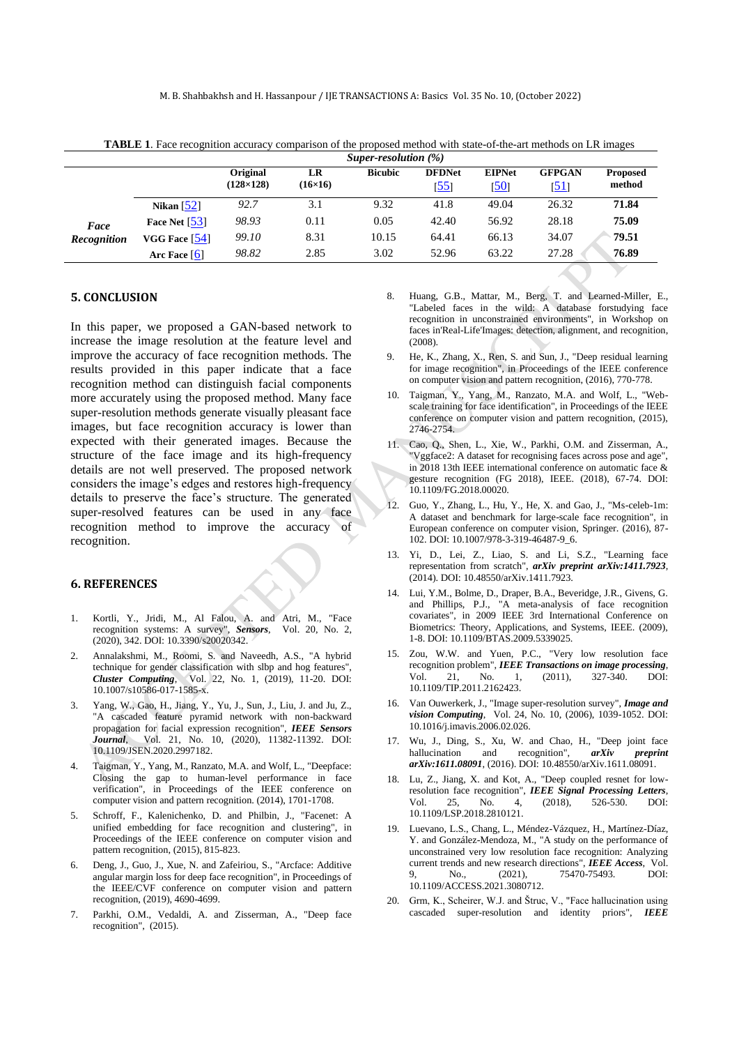**TABLE 1**. Face recognition accuracy comparison of the proposed method with state-of-the-art methods on LR images

| | | *Super-resolution (%)* | | | | | | |
|---|---|---|---|---|---|---|---|---|
| | | **Original (128×128)** | **LR (16×16)** | **Bicubic** | **DFDNet [55]** | **EIPNet [50]** | **GFPGAN [51]** | **Proposed method** |
| ***Face Recognition*** | **Nikan [52]** | *92.7* | 3.1 | 9.32 | 41.8 | 49.04 | 26.32 | **71.84** |
| | **Face Net [53]** | *98.93* | 0.11 | 0.05 | 42.40 | 56.92 | 28.18 | **75.09** |
| | **VGG Face [54]** | *99.10* | 8.31 | 10.15 | 64.41 | 66.13 | 34.07 | **79.51** |
| | **Arc Face [6]** | *98.82* | 2.85 | 3.02 | 52.96 | 63.22 | 27.28 | **76.89** |

## 5. CONCLUSION

In this paper, we proposed a GAN-based network to increase the image resolution at the feature level and improve the accuracy of face recognition methods. The results provided in this paper indicate that a face recognition method can distinguish facial components more accurately using the proposed method. Many face super-resolution methods generate visually pleasant face images, but face recognition accuracy is lower than expected with their generated images. Because the structure of the face image and its high-frequency details are not well preserved. The proposed network considers the image's edges and restores high-frequency details to preserve the face's structure. The generated super-resolved features can be used in any face recognition method to improve the accuracy of recognition.

## 6. REFERENCES

1. Kortli, Y., Jridi, M., Al Falou, A. and Atri, M., "Face recognition systems: A survey", ***Sensors***, Vol. 20, No. 2, (2020), 342. DOI: 10.3390/s20020342.
2. Annalakshmi, M., Roomi, S. and Naveedh, A.S., "A hybrid technique for gender classification with slbp and hog features", ***Cluster Computing***, Vol. 22, No. 1, (2019), 11-20. DOI: 10.1007/s10586-017-1585-x.
3. Yang, W., Gao, H., Jiang, Y., Yu, J., Sun, J., Liu, J. and Ju, Z., "A cascaded feature pyramid network with non-backward propagation for facial expression recognition", ***IEEE Sensors Journal***, Vol. 21, No. 10, (2020), 11382-11392. DOI: 10.1109/JSEN.2020.2997182.
4. Taigman, Y., Yang, M., Ranzato, M.A. and Wolf, L., "Deepface: Closing the gap to human-level performance in face verification", in Proceedings of the IEEE conference on computer vision and pattern recognition. (2014), 1701-1708.
5. Schroff, F., Kalenichenko, D. and Philbin, J., "Facenet: A unified embedding for face recognition and clustering", in Proceedings of the IEEE conference on computer vision and pattern recognition, (2015), 815-823.
6. Deng, J., Guo, J., Xue, N. and Zafeiriou, S., "Arcface: Additive angular margin loss for deep face recognition", in Proceedings of the IEEE/CVF conference on computer vision and pattern recognition, (2019), 4690-4699.
7. Parkhi, O.M., Vedaldi, A. and Zisserman, A., "Deep face recognition", (2015).
8. Huang, G.B., Mattar, M., Berg, T. and Learned-Miller, E., "Labeled faces in the wild: A database forstudying face recognition in unconstrained environments", in Workshop on faces in'Real-Life'Images: detection, alignment, and recognition, (2008).
9. He, K., Zhang, X., Ren, S. and Sun, J., "Deep residual learning for image recognition", in Proceedings of the IEEE conference on computer vision and pattern recognition, (2016), 770-778.
10. Taigman, Y., Yang, M., Ranzato, M.A. and Wolf, L., "Web-scale training for face identification", in Proceedings of the IEEE conference on computer vision and pattern recognition, (2015), 2746-2754.
11. Cao, Q., Shen, L., Xie, W., Parkhi, O.M. and Zisserman, A., "Vggface2: A dataset for recognising faces across pose and age", in 2018 13th IEEE international conference on automatic face & gesture recognition (FG 2018), IEEE. (2018), 67-74. DOI: 10.1109/FG.2018.00020.
12. Guo, Y., Zhang, L., Hu, Y., He, X. and Gao, J., "Ms-celeb-1m: A dataset and benchmark for large-scale face recognition", in European conference on computer vision, Springer. (2016), 87-102. DOI: 10.1007/978-3-319-46487-9_6.
13. Yi, D., Lei, Z., Liao, S. and Li, S.Z., "Learning face representation from scratch", ***arXiv preprint arXiv:1411.7923***, (2014). DOI: 10.48550/arXiv.1411.7923.
14. Lui, Y.M., Bolme, D., Draper, B.A., Beveridge, J.R., Givens, G. and Phillips, P.J., "A meta-analysis of face recognition covariates", in 2009 IEEE 3rd International Conference on Biometrics: Theory, Applications, and Systems, IEEE. (2009), 1-8. DOI: 10.1109/BTAS.2009.5339025.
15. Zou, W.W. and Yuen, P.C., "Very low resolution face recognition problem", ***IEEE Transactions on image processing***, Vol. 21, No. 1, (2011), 327-340. DOI: 10.1109/TIP.2011.2162423.
16. Van Ouwerkerk, J., "Image super-resolution survey", ***Image and vision Computing***, Vol. 24, No. 10, (2006), 1039-1052. DOI: 10.1016/j.imavis.2006.02.026.
17. Wu, J., Ding, S., Xu, W. and Chao, H., "Deep joint face hallucination and recognition", ***arXiv preprint arXiv:1611.08091***, (2016). DOI: 10.48550/arXiv.1611.08091.
18. Lu, Z., Jiang, X. and Kot, A., "Deep coupled resnet for low-resolution face recognition", ***IEEE Signal Processing Letters***, Vol. 25, No. 4, (2018), 526-530. DOI: 10.1109/LSP.2018.2810121.
19. Luevano, L.S., Chang, L., Méndez-Vázquez, H., Martínez-Díaz, Y. and González-Mendoza, M., "A study on the performance of unconstrained very low resolution face recognition: Analyzing current trends and new research directions", ***IEEE Access***, Vol. 9, No., (2021), 75470-75493. DOI: 10.1109/ACCESS.2021.3080712.
20. Grm, K., Scheirer, W.J. and Štruc, V., "Face hallucination using cascaded super-resolution and identity priors", ***IEEE***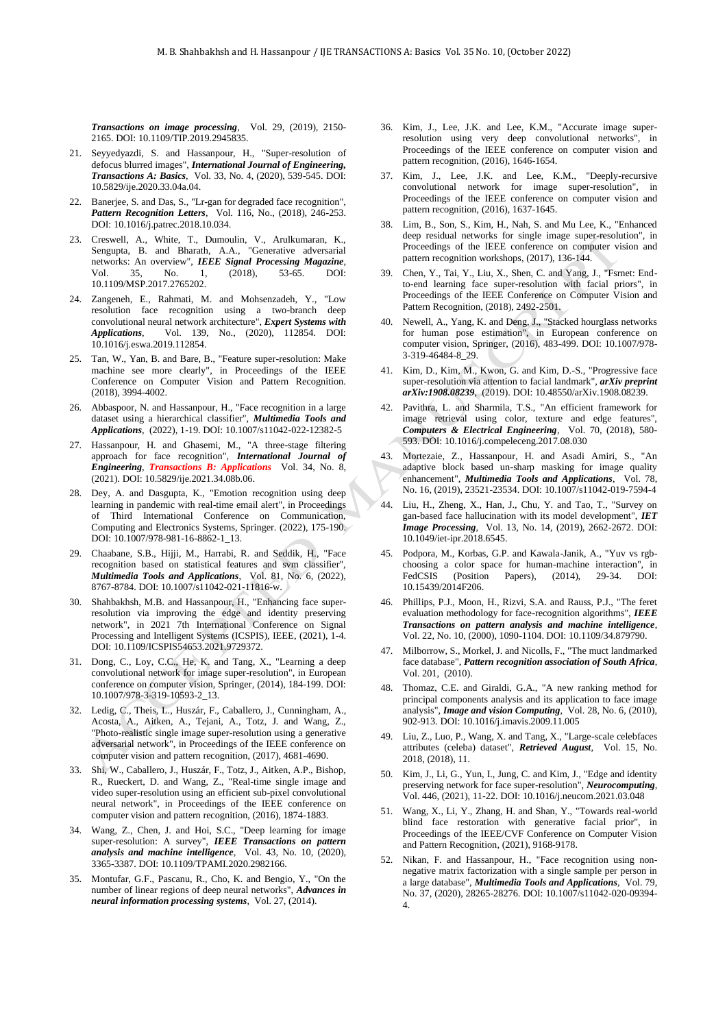*Transactions on image processing*, Vol. 29, (2019), 2150-2165. DOI: 10.1109/TIP.2019.2945835.

21. Seyyedyazdi, S. and Hassanpour, H., "Super-resolution of defocus blurred images", ***International Journal of Engineering, Transactions A: Basics***, Vol. 33, No. 4, (2020), 539-545. DOI: 10.5829/ije.2020.33.04a.04.
22. Banerjee, S. and Das, S., "Lr-gan for degraded face recognition", ***Pattern Recognition Letters***, Vol. 116, No., (2018), 246-253. DOI: 10.1016/j.patrec.2018.10.034.
23. Creswell, A., White, T., Dumoulin, V., Arulkumaran, K., Sengupta, B. and Bharath, A.A., "Generative adversarial networks: An overview", ***IEEE Signal Processing Magazine***, Vol. 35, No. 1, (2018), 53-65. DOI: 10.1109/MSP.2017.2765202.
24. Zangeneh, E., Rahmati, M. and Mohsenzadeh, Y., "Low resolution face recognition using a two-branch deep convolutional neural network architecture", ***Expert Systems with Applications***, Vol. 139, No., (2020), 112854. DOI: 10.1016/j.eswa.2019.112854.
25. Tan, W., Yan, B. and Bare, B., "Feature super-resolution: Make machine see more clearly", in Proceedings of the IEEE Conference on Computer Vision and Pattern Recognition. (2018), 3994-4002.
26. Abbaspoor, N. and Hassanpour, H., "Face recognition in a large dataset using a hierarchical classifier", ***Multimedia Tools and Applications***, (2022), 1-19. DOI: 10.1007/s11042-022-12382-5
27. Hassanpour, H. and Ghasemi, M., "A three-stage filtering approach for face recognition", ***International Journal of Engineering***, ***Transactions B: Applications*** Vol. 34, No. 8, (2021). DOI: 10.5829/ije.2021.34.08b.06.
28. Dey, A. and Dasgupta, K., "Emotion recognition using deep learning in pandemic with real-time email alert", in Proceedings of Third International Conference on Communication, Computing and Electronics Systems, Springer. (2022), 175-190. DOI: 10.1007/978-981-16-8862-1_13.
29. Chaabane, S.B., Hijji, M., Harrabi, R. and Seddik, H., "Face recognition based on statistical features and svm classifier", ***Multimedia Tools and Applications***, Vol. 81, No. 6, (2022), 8767-8784. DOI: 10.1007/s11042-021-11816-w.
30. Shahbakhsh, M.B. and Hassanpour, H., "Enhancing face super-resolution via improving the edge and identity preserving network", in 2021 7th International Conference on Signal Processing and Intelligent Systems (ICSPIS), IEEE, (2021), 1-4. DOI: 10.1109/ICSPIS54653.2021.9729372.
31. Dong, C., Loy, C.C., He, K. and Tang, X., "Learning a deep convolutional network for image super-resolution", in European conference on computer vision, Springer, (2014), 184-199. DOI: 10.1007/978-3-319-10593-2_13.
32. Ledig, C., Theis, L., Huszár, F., Caballero, J., Cunningham, A., Acosta, A., Aitken, A., Tejani, A., Totz, J. and Wang, Z., "Photo-realistic single image super-resolution using a generative adversarial network", in Proceedings of the IEEE conference on computer vision and pattern recognition, (2017), 4681-4690.
33. Shi, W., Caballero, J., Huszár, F., Totz, J., Aitken, A.P., Bishop, R., Rueckert, D. and Wang, Z., "Real-time single image and video super-resolution using an efficient sub-pixel convolutional neural network", in Proceedings of the IEEE conference on computer vision and pattern recognition, (2016), 1874-1883.
34. Wang, Z., Chen, J. and Hoi, S.C., "Deep learning for image super-resolution: A survey", ***IEEE Transactions on pattern analysis and machine intelligence***, Vol. 43, No. 10, (2020), 3365-3387. DOI: 10.1109/TPAMI.2020.2982166.
35. Montufar, G.F., Pascanu, R., Cho, K. and Bengio, Y., "On the number of linear regions of deep neural networks", ***Advances in neural information processing systems***, Vol. 27, (2014).
36. Kim, J., Lee, J.K. and Lee, K.M., "Accurate image super-resolution using very deep convolutional networks", in Proceedings of the IEEE conference on computer vision and pattern recognition, (2016), 1646-1654.
37. Kim, J., Lee, J.K. and Lee, K.M., "Deeply-recursive convolutional network for image super-resolution", in Proceedings of the IEEE conference on computer vision and pattern recognition, (2016), 1637-1645.
38. Lim, B., Son, S., Kim, H., Nah, S. and Mu Lee, K., "Enhanced deep residual networks for single image super-resolution", in Proceedings of the IEEE conference on computer vision and pattern recognition workshops, (2017), 136-144.
39. Chen, Y., Tai, Y., Liu, X., Shen, C. and Yang, J., "Fsrnet: End-to-end learning face super-resolution with facial priors", in Proceedings of the IEEE Conference on Computer Vision and Pattern Recognition, (2018), 2492-2501.
40. Newell, A., Yang, K. and Deng, J., "Stacked hourglass networks for human pose estimation", in European conference on computer vision, Springer, (2016), 483-499. DOI: 10.1007/978-3-319-46484-8_29.
41. Kim, D., Kim, M., Kwon, G. and Kim, D.-S., "Progressive face super-resolution via attention to facial landmark", ***arXiv preprint arXiv:1908.08239***, (2019). DOI: 10.48550/arXiv.1908.08239.
42. Pavithra, L. and Sharmila, T.S., "An efficient framework for image retrieval using color, texture and edge features", ***Computers & Electrical Engineering***, Vol. 70, (2018), 580-593. DOI: 10.1016/j.compeleceng.2017.08.030
43. Mortezaie, Z., Hassanpour, H. and Asadi Amiri, S., "An adaptive block based un-sharp masking for image quality enhancement", ***Multimedia Tools and Applications***, Vol. 78, No. 16, (2019), 23521-23534. DOI: 10.1007/s11042-019-7594-4
44. Liu, H., Zheng, X., Han, J., Chu, Y. and Tao, T., "Survey on gan-based face hallucination with its model development", ***IET Image Processing***, Vol. 13, No. 14, (2019), 2662-2672. DOI: 10.1049/iet-ipr.2018.6545.
45. Podpora, M., Korbas, G.P. and Kawala-Janik, A., "Yuv vs rgb-choosing a color space for human-machine interaction", in FedCSIS (Position Papers), (2014), 29-34. DOI: 10.15439/2014F206.
46. Phillips, P.J., Moon, H., Rizvi, S.A. and Rauss, P.J., "The feret evaluation methodology for face-recognition algorithms", ***IEEE Transactions on pattern analysis and machine intelligence***, Vol. 22, No. 10, (2000), 1090-1104. DOI: 10.1109/34.879790.
47. Milborrow, S., Morkel, J. and Nicolls, F., "The muct landmarked face database", ***Pattern recognition association of South Africa***, Vol. 201, (2010).
48. Thomaz, C.E. and Giraldi, G.A., "A new ranking method for principal components analysis and its application to face image analysis", ***Image and vision Computing***, Vol. 28, No. 6, (2010), 902-913. DOI: 10.1016/j.imavis.2009.11.005
49. Liu, Z., Luo, P., Wang, X. and Tang, X., "Large-scale celebfaces attributes (celeba) dataset", ***Retrieved August***, Vol. 15, No. 2018, (2018), 11.
50. Kim, J., Li, G., Yun, I., Jung, C. and Kim, J., "Edge and identity preserving network for face super-resolution", ***Neurocomputing***, Vol. 446, (2021), 11-22. DOI: 10.1016/j.neucom.2021.03.048
51. Wang, X., Li, Y., Zhang, H. and Shan, Y., "Towards real-world blind face restoration with generative facial prior", in Proceedings of the IEEE/CVF Conference on Computer Vision and Pattern Recognition, (2021), 9168-9178.
52. Nikan, F. and Hassanpour, H., "Face recognition using non-negative matrix factorization with a single sample per person in a large database", ***Multimedia Tools and Applications***, Vol. 79, No. 37, (2020), 28265-28276. DOI: 10.1007/s11042-020-09394-4.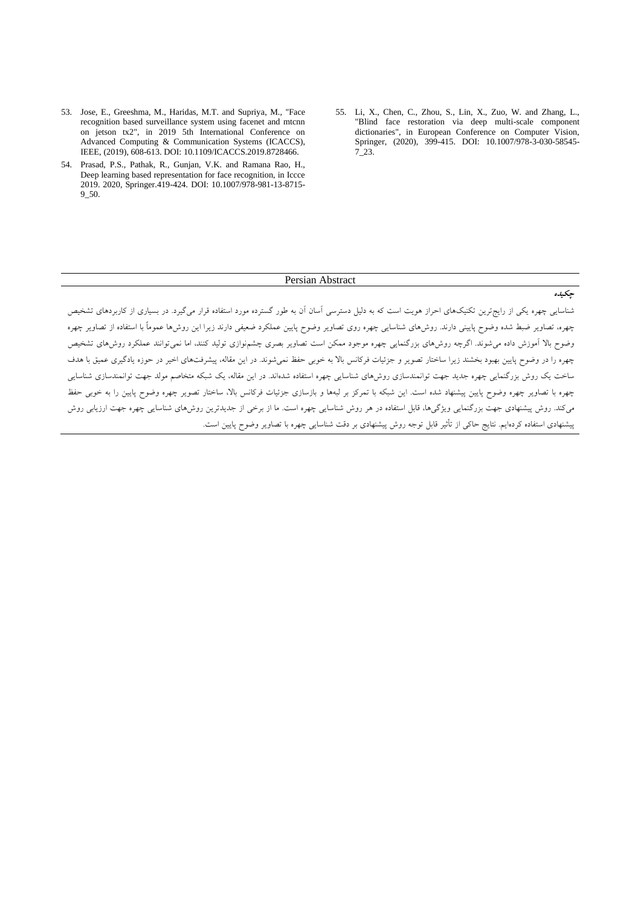53. Jose, E., Greeshma, M., Haridas, M.T. and Supriya, M., "Face recognition based surveillance system using facenet and mtcnn on jetson tx2", in 2019 5th International Conference on Advanced Computing & Communication Systems (ICACCS), IEEE, (2019), 608-613. DOI: 10.1109/ICACCS.2019.8728466.

54. Prasad, P.S., Pathak, R., Gunjan, V.K. and Ramana Rao, H., Deep learning based representation for face recognition, in Iccce 2019. 2020, Springer.419-424. DOI: 10.1007/978-981-13-8715-9_50.

55. Li, X., Chen, C., Zhou, S., Lin, X., Zuo, W. and Zhang, L., "Blind face restoration via deep multi-scale component dictionaries", in European Conference on Computer Vision, Springer, (2020), 399-415. DOI: 10.1007/978-3-030-58545-7_23.

## Persian Abstract

**چکیده**

شناسایی چهره یکی از رایج‌ترین تکنیک‌های احراز هویت است که به دلیل دسترسی آسان آن به طور گسترده مورد استفاده قرار می‌گیرد. در بسیاری از کاربردهای تشخیص چهره، تصاویر ضبط شده وضوح پایینی دارند. روش‌های شناسایی چهره روی تصاویر وضوح پایین عملکرد ضعیفی دارند زیرا این روش‌ها عموماً با استفاده از تصاویر چهره وضوح بالا آموزش داده می‌شوند. اگرچه روش‌های بزرگنمایی چهره موجود ممکن است تصاویر بصری چشم‌نوازی تولید کنند، اما نمی‌توانند عملکرد روش‌های تشخیص چهره را در وضوح پایین بهبود بخشند زیرا ساختار تصویر و جزئیات فرکانس بالا به خوبی حفظ نمی‌شوند. در این مقاله، پیشرفت‌های اخیر در حوزه یادگیری عمیق با هدف ساخت یک روش بزرگنمایی چهره جدید جهت توانمندسازی روش‌های شناسایی چهره استفاده شده‌اند. در این مقاله، یک شبکه متخاصم مولد جهت توانمندسازی شناسایی چهره با تصاویر چهره وضوح پایین پیشنهاد شده است. این شبکه با تمرکز بر لبه‌ها و بازسازی جزئیات فرکانس بالا، ساختار تصویر چهره وضوح پایین را به خوبی حفظ می‌کند. روش پیشنهادی جهت بزرگنمایی ویژگی‌ها، قابل استفاده در هر روش شناسایی چهره است. ما از برخی از جدیدترین روش‌های شناسایی چهره جهت ارزیابی روش پیشنهادی استفاده کرده‌ایم. نتایج حاکی از تأثیر قابل توجه روش پیشنهادی بر دقت شناسایی چهره با تصاویر وضوح پایین است.